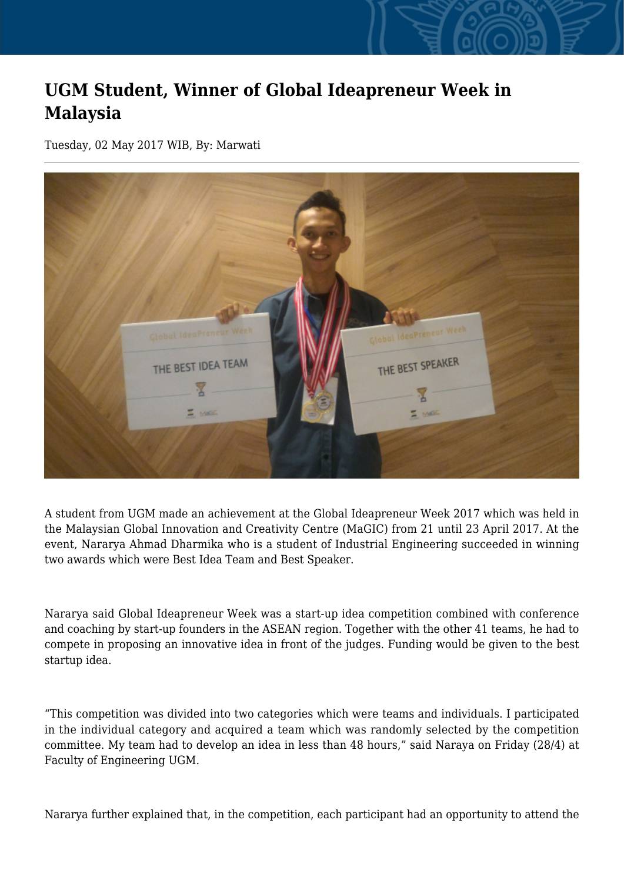# UGM Student, Winner of Global Ideapreneur Week in Malaysia

Tuesday, 02 May 2017 WIB, By: Marwati

A student from UGM made an achievement at the Global Ideapreneur Week 2017 which was held in the Malaysian Global Innovation and Creativity Centre (MaGIC) from 21 until 23 April 2017. At the event, Nararya Ahmad Dharmika who is a student of Industrial Engineering succeeded in winning two awards which were Best Idea Team and Best Speaker.

Nararya said Global Ideapreneur Week was a start-up idea competition combined with conference and coaching by start-up founders in the ASEAN region. Together with the other 41 teams, he had to compete in proposing an innovative idea in front of the judges. Funding would be given to the best startup idea.

“This competition was divided into two categories which were teams and individuals. I participated in the individual category and acquired a team which was randomly selected by the competition committee. My team had to develop an idea in less than 48 hours,” said Naraya on Friday (28/4) at Faculty of Engineering UGM.

Nararya further explained that, in the competition, each participant had an opportunity to attend the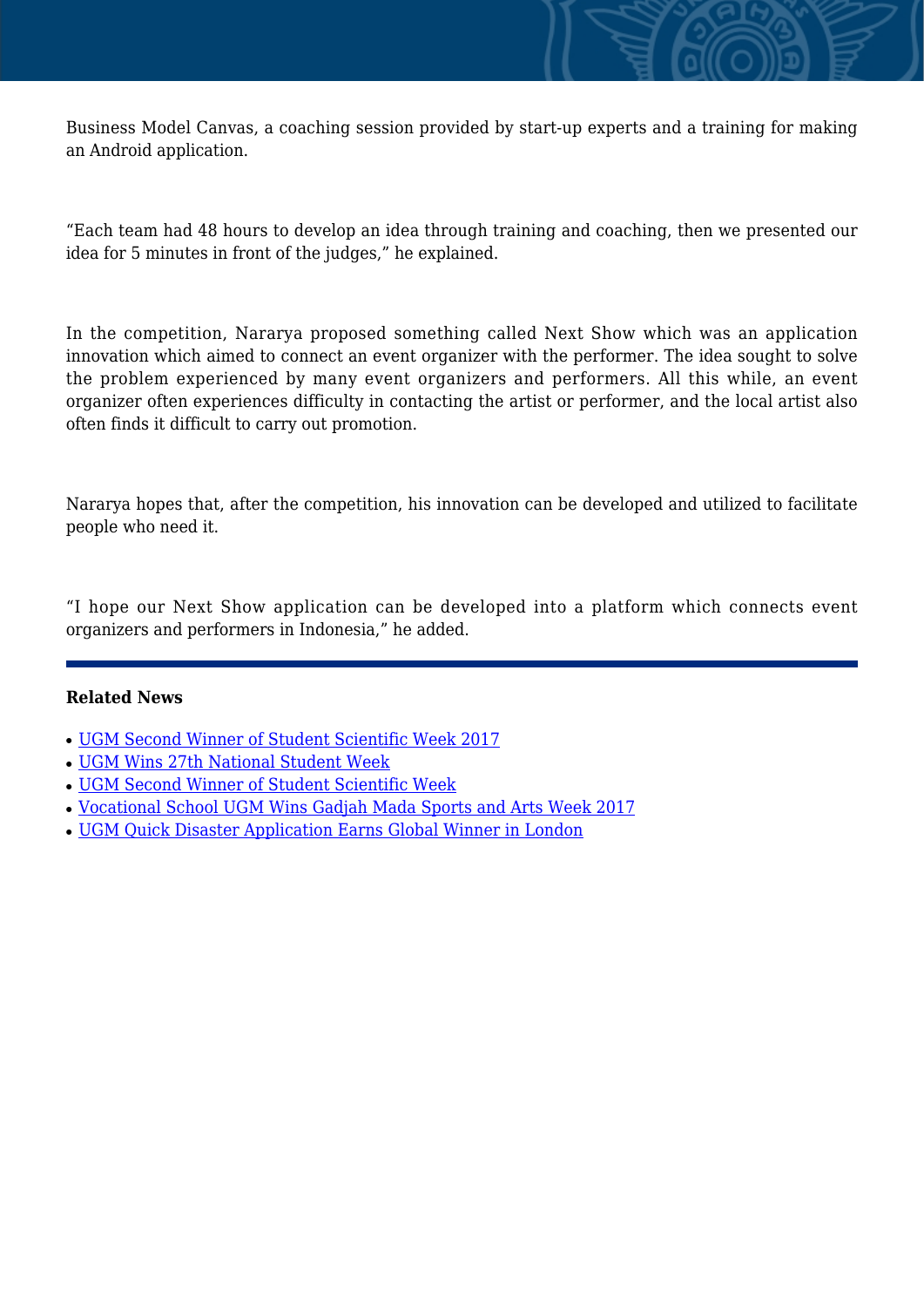Business Model Canvas, a coaching session provided by start-up experts and a training for making an Android application.

"Each team had 48 hours to develop an idea through training and coaching, then we presented our idea for 5 minutes in front of the judges," he explained.

In the competition, Nararya proposed something called Next Show which was an application innovation which aimed to connect an event organizer with the performer. The idea sought to solve the problem experienced by many event organizers and performers. All this while, an event organizer often experiences difficulty in contacting the artist or performer, and the local artist also often finds it difficult to carry out promotion.

Nararya hopes that, after the competition, his innovation can be developed and utilized to facilitate people who need it.

"I hope our Next Show application can be developed into a platform which connects event organizers and performers in Indonesia," he added.

---

**Related News**

- UGM Second Winner of Student Scientific Week 2017
- UGM Wins 27th National Student Week
- UGM Second Winner of Student Scientific Week
- Vocational School UGM Wins Gadjah Mada Sports and Arts Week 2017
- UGM Quick Disaster Application Earns Global Winner in London